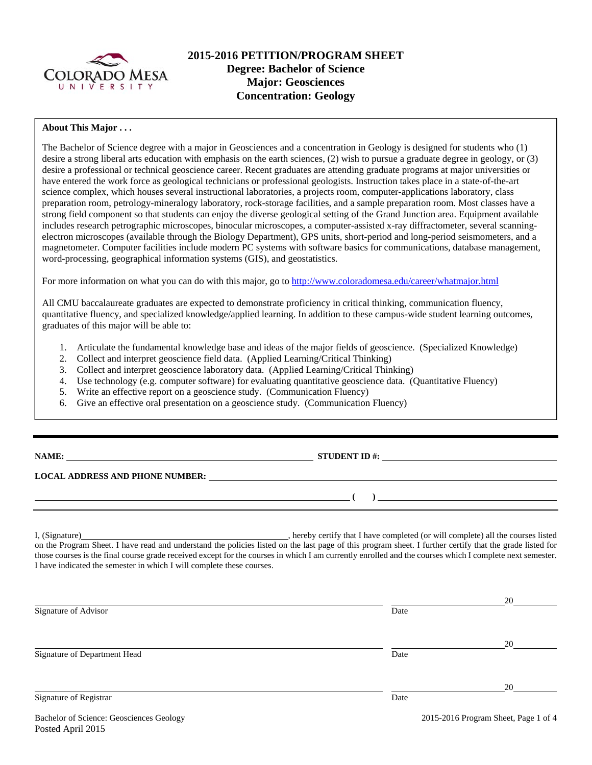# 2015-2016 PETITION/PROGRAM SHEET

## Degree: Bachelor of Science
## Major: Geosciences
## Concentration: Geology

**About This Major . . .**

The Bachelor of Science degree with a major in Geosciences and a concentration in Geology is designed for students who (1) desire a strong liberal arts education with emphasis on the earth sciences, (2) wish to pursue a graduate degree in geology, or (3) desire a professional or technical geoscience career. Recent graduates are attending graduate programs at major universities or have entered the work force as geological technicians or professional geologists. Instruction takes place in a state-of-the-art science complex, which houses several instructional laboratories, a projects room, computer-applications laboratory, class preparation room, petrology-mineralogy laboratory, rock-storage facilities, and a sample preparation room. Most classes have a strong field component so that students can enjoy the diverse geological setting of the Grand Junction area. Equipment available includes research petrographic microscopes, binocular microscopes, a computer-assisted x-ray diffractometer, several scanning-electron microscopes (available through the Biology Department), GPS units, short-period and long-period seismometers, and a magnetometer. Computer facilities include modern PC systems with software basics for communications, database management, word-processing, geographical information systems (GIS), and geostatistics.

For more information on what you can do with this major, go to http://www.coloradomesa.edu/career/whatmajor.html

All CMU baccalaureate graduates are expected to demonstrate proficiency in critical thinking, communication fluency, quantitative fluency, and specialized knowledge/applied learning. In addition to these campus-wide student learning outcomes, graduates of this major will be able to:

1. Articulate the fundamental knowledge base and ideas of the major fields of geoscience. (Specialized Knowledge)
2. Collect and interpret geoscience field data. (Applied Learning/Critical Thinking)
3. Collect and interpret geoscience laboratory data. (Applied Learning/Critical Thinking)
4. Use technology (e.g. computer software) for evaluating quantitative geoscience data. (Quantitative Fluency)
5. Write an effective report on a geoscience study. (Communication Fluency)
6. Give an effective oral presentation on a geoscience study. (Communication Fluency)

---

**NAME:** ______________________ **STUDENT ID #:** ______________________

**LOCAL ADDRESS AND PHONE NUMBER:** ______________________

______________________ **( )** ______________________

I, (Signature)______________________, hereby certify that I have completed (or will complete) all the courses listed on the Program Sheet. I have read and understand the policies listed on the last page of this program sheet. I further certify that the grade listed for those courses is the final course grade received except for the courses in which I am currently enrolled and the courses which I complete next semester. I have indicated the semester in which I will complete these courses.

______________________ ______________ 20____
Signature of Advisor Date

______________________ ______________ 20____
Signature of Department Head Date

______________________ ______________ 20____
Signature of Registrar Date

Bachelor of Science: Geosciences Geology
Posted April 2015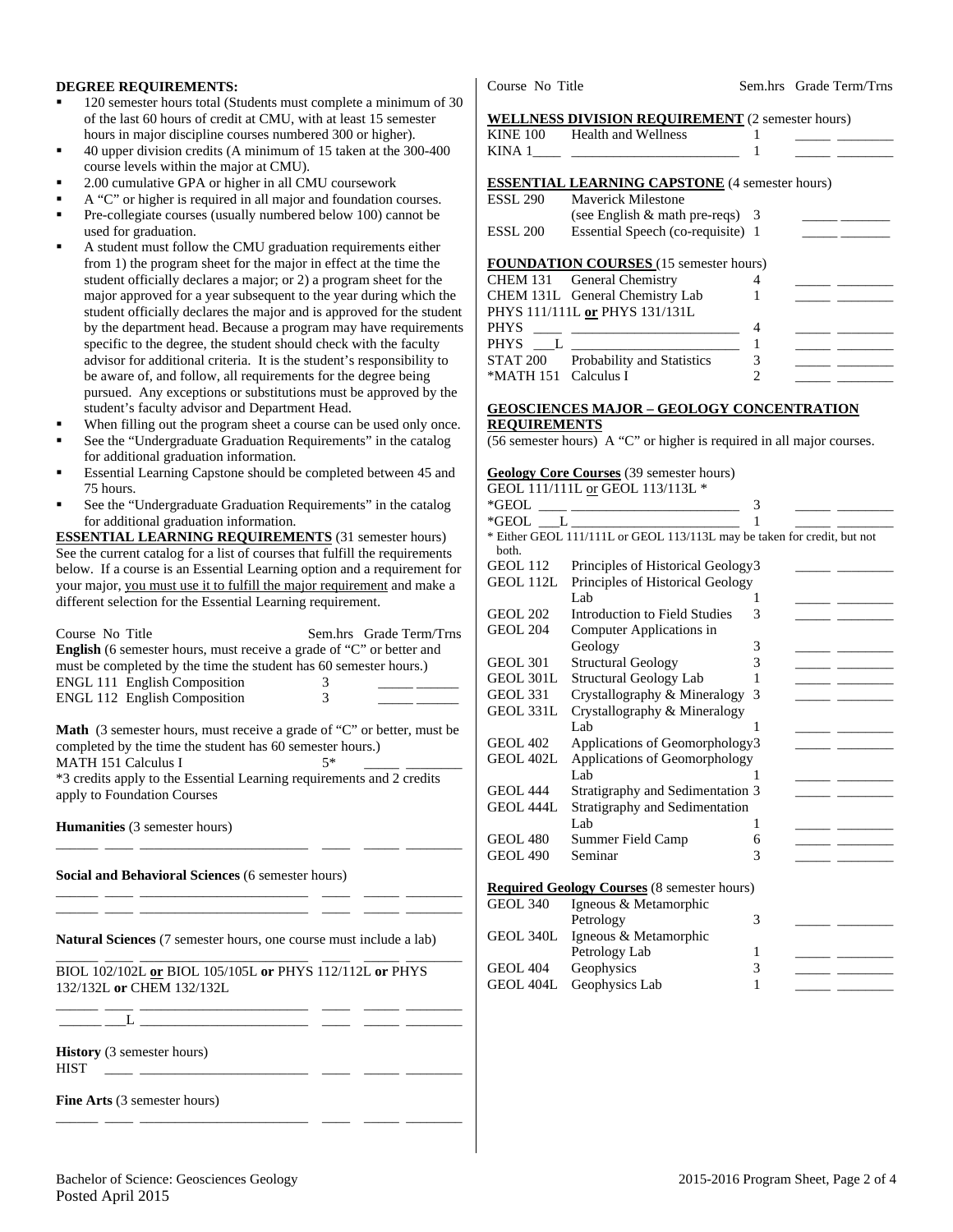**DEGREE REQUIREMENTS:**

- 120 semester hours total (Students must complete a minimum of 30 of the last 60 hours of credit at CMU, with at least 15 semester hours in major discipline courses numbered 300 or higher).
- 40 upper division credits (A minimum of 15 taken at the 300-400 course levels within the major at CMU).
- 2.00 cumulative GPA or higher in all CMU coursework
- A "C" or higher is required in all major and foundation courses.
- Pre-collegiate courses (usually numbered below 100) cannot be used for graduation.
- A student must follow the CMU graduation requirements either from 1) the program sheet for the major in effect at the time the student officially declares a major; or 2) a program sheet for the major approved for a year subsequent to the year during which the student officially declares the major and is approved for the student by the department head. Because a program may have requirements specific to the degree, the student should check with the faculty advisor for additional criteria. It is the student's responsibility to be aware of, and follow, all requirements for the degree being pursued. Any exceptions or substitutions must be approved by the student's faculty advisor and Department Head.
- When filling out the program sheet a course can be used only once.
- See the "Undergraduate Graduation Requirements" in the catalog for additional graduation information.
- Essential Learning Capstone should be completed between 45 and 75 hours.
- See the "Undergraduate Graduation Requirements" in the catalog for additional graduation information.

**ESSENTIAL LEARNING REQUIREMENTS** (31 semester hours)
See the current catalog for a list of courses that fulfill the requirements below. If a course is an Essential Learning option and a requirement for your major, you must use it to fulfill the major requirement and make a different selection for the Essential Learning requirement.

Course No Title — Sem.hrs — Grade — Term/Trns

**English** (6 semester hours, must receive a grade of "C" or better and must be completed by the time the student has 60 semester hours.)

| Course | Title | Sem.hrs | Grade | Term/Trns |
|---|---|---|---|---|
| ENGL 111 | English Composition | 3 | _____ | ______ |
| ENGL 112 | English Composition | 3 | _____ | ______ |

**Math** (3 semester hours, must receive a grade of "C" or better, must be completed by the time the student has 60 semester hours.)

| Course | Title | Sem.hrs | Grade | Term/Trns |
|---|---|---|---|---|
| MATH 151 | Calculus I | 5* | _____ | ________ |

*3 credits apply to the Essential Learning requirements and 2 credits apply to Foundation Courses

**Humanities** (3 semester hours)

______ ____ ________________________ ____ _____ ________

**Social and Behavioral Sciences** (6 semester hours)

______ ____ ________________________ ____ _____ ________
______ ____ ________________________ ____ _____ ________

**Natural Sciences** (7 semester hours, one course must include a lab)

______ ____ ________________________ ____ _____ ________

BIOL 102/102L **or** BIOL 105/105L **or** PHYS 112/112L **or** PHYS 132/132L **or** CHEM 132/132L

______ ____ ________________________ ____ _____ ________
______ ___L ________________________ ____ _____ ________

**History** (3 semester hours)

HIST ____ ________________________ ____ _____ ________

**Fine Arts** (3 semester hours)

______ ____ ________________________ ____ _____ ________

**WELLNESS DIVISION REQUIREMENT** (2 semester hours)

| Course | Title | Sem.hrs | Grade | Term/Trns |
|---|---|---|---|---|
| KINE 100 | Health and Wellness | 1 | _____ | ________ |
| KINA 1____ | ________________________ | 1 | _____ | ________ |

**ESSENTIAL LEARNING CAPSTONE** (4 semester hours)

| Course | Title | Sem.hrs | Grade | Term/Trns |
|---|---|---|---|---|
| ESSL 290 | Maverick Milestone (see English & math pre-reqs) | 3 | _____ | _______ |
| ESSL 200 | Essential Speech (co-requisite) | 1 | _____ | _______ |

**FOUNDATION COURSES** (15 semester hours)

| Course | Title | Sem.hrs | Grade | Term/Trns |
|---|---|---|---|---|
| CHEM 131 | General Chemistry | 4 | _____ | ________ |
| CHEM 131L | General Chemistry Lab | 1 | _____ | ________ |
| PHYS 111/111L **or** PHYS 131/131L | | | | |
| PHYS ____ | ________________________ | 4 | _____ | ________ |
| PHYS ___L | ________________________ | 1 | _____ | ________ |
| STAT 200 | Probability and Statistics | 3 | _____ | ________ |
| *MATH 151 | Calculus I | 2 | _____ | ________ |

**GEOSCIENCES MAJOR – GEOLOGY CONCENTRATION REQUIREMENTS**

(56 semester hours) A "C" or higher is required in all major courses.

**Geology Core Courses** (39 semester hours)

| Course | Title | Sem.hrs | Grade | Term/Trns |
|---|---|---|---|---|
| GEOL 111/111L or GEOL 113/113L * | | | | |
| *GEOL ____ | ________________________ | 3 | _____ | ________ |
| *GEOL ___L | ________________________ | 1 | _____ | ________ |
| GEOL 112 | Principles of Historical Geology | 3 | _____ | ________ |
| GEOL 112L | Principles of Historical Geology Lab | 1 | _____ | ________ |
| GEOL 202 | Introduction to Field Studies | 3 | _____ | ________ |
| GEOL 204 | Computer Applications in Geology | 3 | _____ | ________ |
| GEOL 301 | Structural Geology | 3 | _____ | ________ |
| GEOL 301L | Structural Geology Lab | 1 | _____ | ________ |
| GEOL 331 | Crystallography & Mineralogy | 3 | _____ | ________ |
| GEOL 331L | Crystallography & Mineralogy Lab | 1 | _____ | ________ |
| GEOL 402 | Applications of Geomorphology | 3 | _____ | ________ |
| GEOL 402L | Applications of Geomorphology Lab | 1 | _____ | ________ |
| GEOL 444 | Stratigraphy and Sedimentation | 3 | _____ | ________ |
| GEOL 444L | Stratigraphy and Sedimentation Lab | 1 | _____ | ________ |
| GEOL 480 | Summer Field Camp | 6 | _____ | ________ |
| GEOL 490 | Seminar | 3 | _____ | ________ |

\* Either GEOL 111/111L or GEOL 113/113L may be taken for credit, but not both.

**Required Geology Courses** (8 semester hours)

| Course | Title | Sem.hrs | Grade | Term/Trns |
|---|---|---|---|---|
| GEOL 340 | Igneous & Metamorphic Petrology | 3 | _____ | ________ |
| GEOL 340L | Igneous & Metamorphic Petrology Lab | 1 | _____ | ________ |
| GEOL 404 | Geophysics | 3 | _____ | ________ |
| GEOL 404L | Geophysics Lab | 1 | _____ | ________ |

Bachelor of Science: Geosciences Geology
Posted April 2015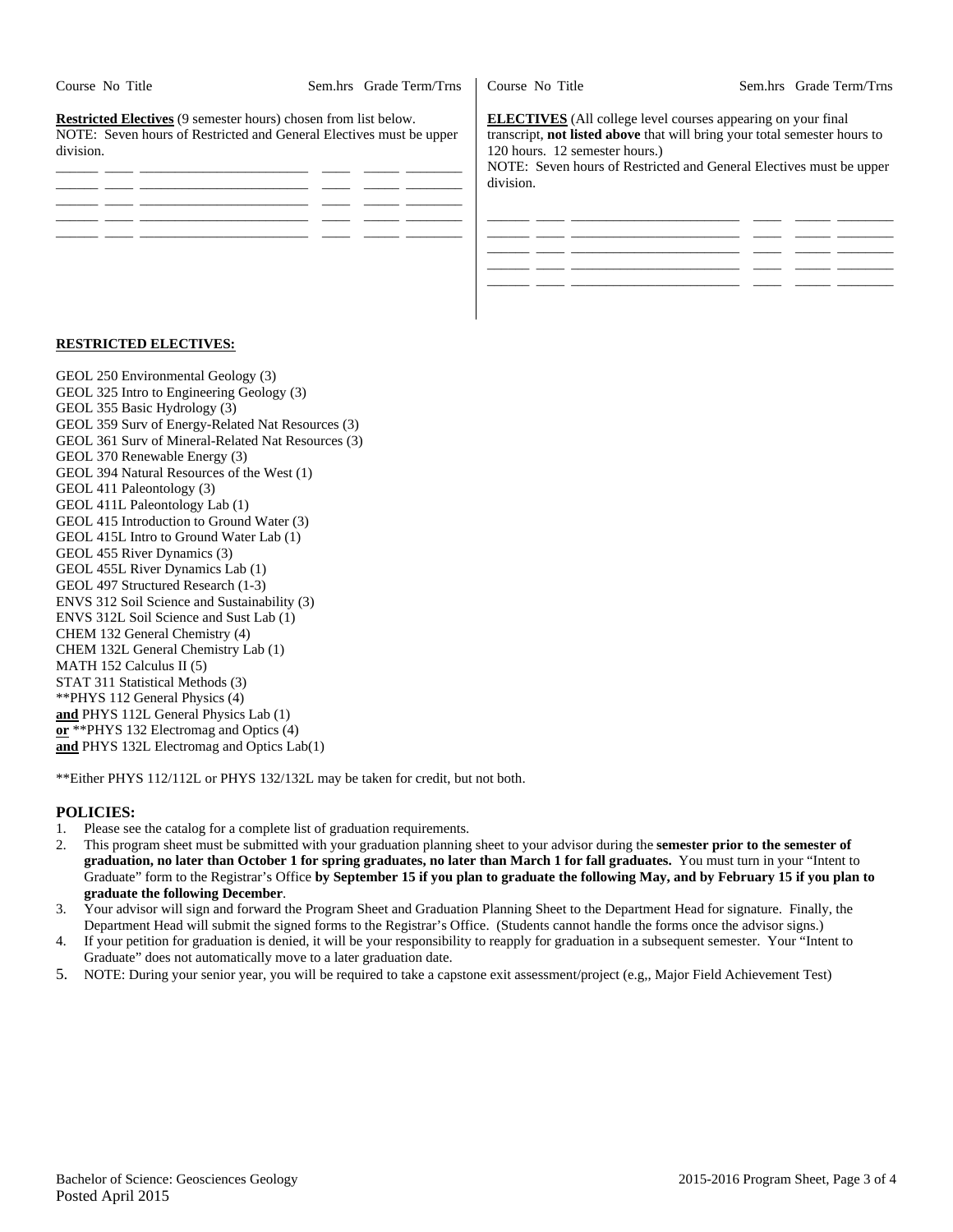| Course | No | Title | Sem.hrs | Grade | Term/Trns |
|---|---|---|---|---|---|

**Restricted Electives** (9 semester hours) chosen from list below.
NOTE: Seven hours of Restricted and General Electives must be upper division.

| Course | No | Title | Sem.hrs | Grade | Term/Trns |
|---|---|---|---|---|---|
| | | | | | |
| | | | | | |
| | | | | | |
| | | | | | |
| | | | | | |

**ELECTIVES** (All college level courses appearing on your final transcript, **not listed above** that will bring your total semester hours to 120 hours. 12 semester hours.)
NOTE: Seven hours of Restricted and General Electives must be upper division.

| Course | No | Title | Sem.hrs | Grade | Term/Trns |
|---|---|---|---|---|---|
| | | | | | |
| | | | | | |
| | | | | | |
| | | | | | |

**RESTRICTED ELECTIVES:**

GEOL 250 Environmental Geology (3)
GEOL 325 Intro to Engineering Geology (3)
GEOL 355 Basic Hydrology (3)
GEOL 359 Surv of Energy-Related Nat Resources (3)
GEOL 361 Surv of Mineral-Related Nat Resources (3)
GEOL 370 Renewable Energy (3)
GEOL 394 Natural Resources of the West (1)
GEOL 411 Paleontology (3)
GEOL 411L Paleontology Lab (1)
GEOL 415 Introduction to Ground Water (3)
GEOL 415L Intro to Ground Water Lab (1)
GEOL 455 River Dynamics (3)
GEOL 455L River Dynamics Lab (1)
GEOL 497 Structured Research (1-3)
ENVS 312 Soil Science and Sustainability (3)
ENVS 312L Soil Science and Sust Lab (1)
CHEM 132 General Chemistry (4)
CHEM 132L General Chemistry Lab (1)
MATH 152 Calculus II (5)
STAT 311 Statistical Methods (3)
**PHYS 112 General Physics (4)
**and** PHYS 112L General Physics Lab (1)
**or** **PHYS 132 Electromag and Optics (4)
**and** PHYS 132L Electromag and Optics Lab(1)

**Either PHYS 112/112L or PHYS 132/132L may be taken for credit, but not both.

## POLICIES:

1. Please see the catalog for a complete list of graduation requirements.
2. This program sheet must be submitted with your graduation planning sheet to your advisor during the **semester prior to the semester of graduation, no later than October 1 for spring graduates, no later than March 1 for fall graduates.** You must turn in your "Intent to Graduate" form to the Registrar's Office **by September 15 if you plan to graduate the following May, and by February 15 if you plan to graduate the following December**.
3. Your advisor will sign and forward the Program Sheet and Graduation Planning Sheet to the Department Head for signature. Finally, the Department Head will submit the signed forms to the Registrar's Office. (Students cannot handle the forms once the advisor signs.)
4. If your petition for graduation is denied, it will be your responsibility to reapply for graduation in a subsequent semester. Your "Intent to Graduate" does not automatically move to a later graduation date.
5. NOTE: During your senior year, you will be required to take a capstone exit assessment/project (e.g,, Major Field Achievement Test)

Bachelor of Science: Geosciences Geology
Posted April 2015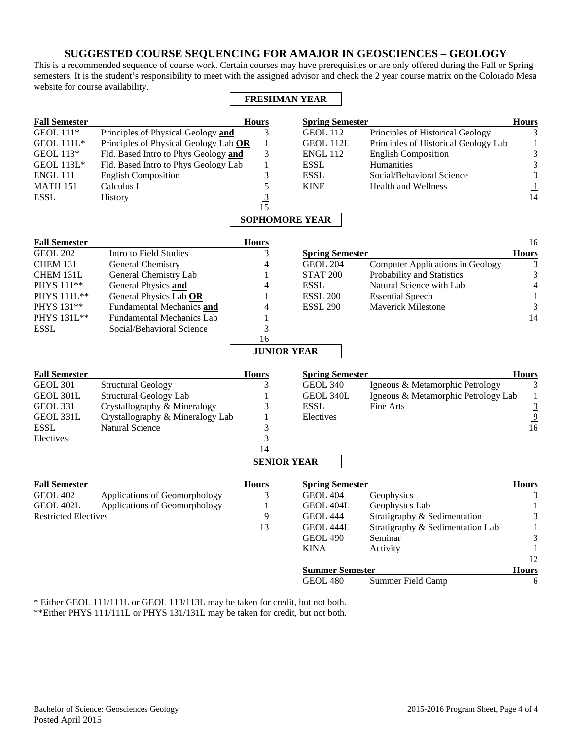## SUGGESTED COURSE SEQUENCING FOR AMAJOR IN GEOSCIENCES – GEOLOGY

This is a recommended sequence of course work. Certain courses may have prerequisites or are only offered during the Fall or Spring semesters. It is the student's responsibility to meet with the assigned advisor and check the 2 year course matrix on the Colorado Mesa website for course availability.

### FRESHMAN YEAR

| Fall Semester | | Hours | Spring Semester | | Hours |
|---|---|---|---|---|---|
| GEOL 111* | Principles of Physical Geology **and** | 3 | GEOL 112 | Principles of Historical Geology | 3 |
| GEOL 111L* | Principles of Physical Geology Lab **OR** | 1 | GEOL 112L | Principles of Historical Geology Lab | 1 |
| GEOL 113* | Fld. Based Intro to Phys Geology **and** | 3 | ENGL 112 | English Composition | 3 |
| GEOL 113L* | Fld. Based Intro to Phys Geology Lab | 1 | ESSL | Humanities | 3 |
| ENGL 111 | English Composition | 3 | ESSL | Social/Behavioral Science | 3 |
| MATH 151 | Calculus I | 5 | KINE | Health and Wellness | 1 |
| ESSL | History | 3 | | | 14 |
| | | 15 | | | |

### SOPHOMORE YEAR

| Fall Semester | | Hours | Spring Semester | | Hours |
|---|---|---|---|---|---|
| GEOL 202 | Intro to Field Studies | 3 | GEOL 204 | Computer Applications in Geology | 3 |
| CHEM 131 | General Chemistry | 4 | STAT 200 | Probability and Statistics | 3 |
| CHEM 131L | General Chemistry Lab | 1 | ESSL | Natural Science with Lab | 4 |
| PHYS 111** | General Physics **and** | 4 | ESSL 200 | Essential Speech | 1 |
| PHYS 111L** | General Physics Lab **OR** | 1 | ESSL 290 | Maverick Milestone | 3 |
| PHYS 131** | Fundamental Mechanics **and** | 4 | | | 14 |
| PHYS 131L** | Fundamental Mechanics Lab | 1 | | | |
| ESSL | Social/Behavioral Science | 3 | | | |
| | | 16 | | | |

### JUNIOR YEAR

| Fall Semester | | Hours | Spring Semester | | Hours |
|---|---|---|---|---|---|
| GEOL 301 | Structural Geology | 3 | GEOL 340 | Igneous & Metamorphic Petrology | 3 |
| GEOL 301L | Structural Geology Lab | 1 | GEOL 340L | Igneous & Metamorphic Petrology Lab | 1 |
| GEOL 331 | Crystallography & Mineralogy | 3 | ESSL | Fine Arts | 3 |
| GEOL 331L | Crystallography & Mineralogy Lab | 1 | Electives | | 9 |
| ESSL | Natural Science | 3 | | | 16 |
| Electives | | 3 | | | |
| | | 14 | | | |

### SENIOR YEAR

| Fall Semester | | Hours | Spring Semester | | Hours |
|---|---|---|---|---|---|
| GEOL 402 | Applications of Geomorphology | 3 | GEOL 404 | Geophysics | 3 |
| GEOL 402L | Applications of Geomorphology | 1 | GEOL 404L | Geophysics Lab | 1 |
| Restricted Electives | | 9 | GEOL 444 | Stratigraphy & Sedimentation | 3 |
| | | 13 | GEOL 444L | Stratigraphy & Sedimentation Lab | 1 |
| | | | GEOL 490 | Seminar | 3 |
| | | | KINA | Activity | 1 |
| | | | | | 12 |

| Summer Semester | | Hours |
|---|---|---|
| GEOL 480 | Summer Field Camp | 6 |

\* Either GEOL 111/111L or GEOL 113/113L may be taken for credit, but not both.

\*\*Either PHYS 111/111L or PHYS 131/131L may be taken for credit, but not both.

Bachelor of Science: Geosciences Geology
Posted April 2015